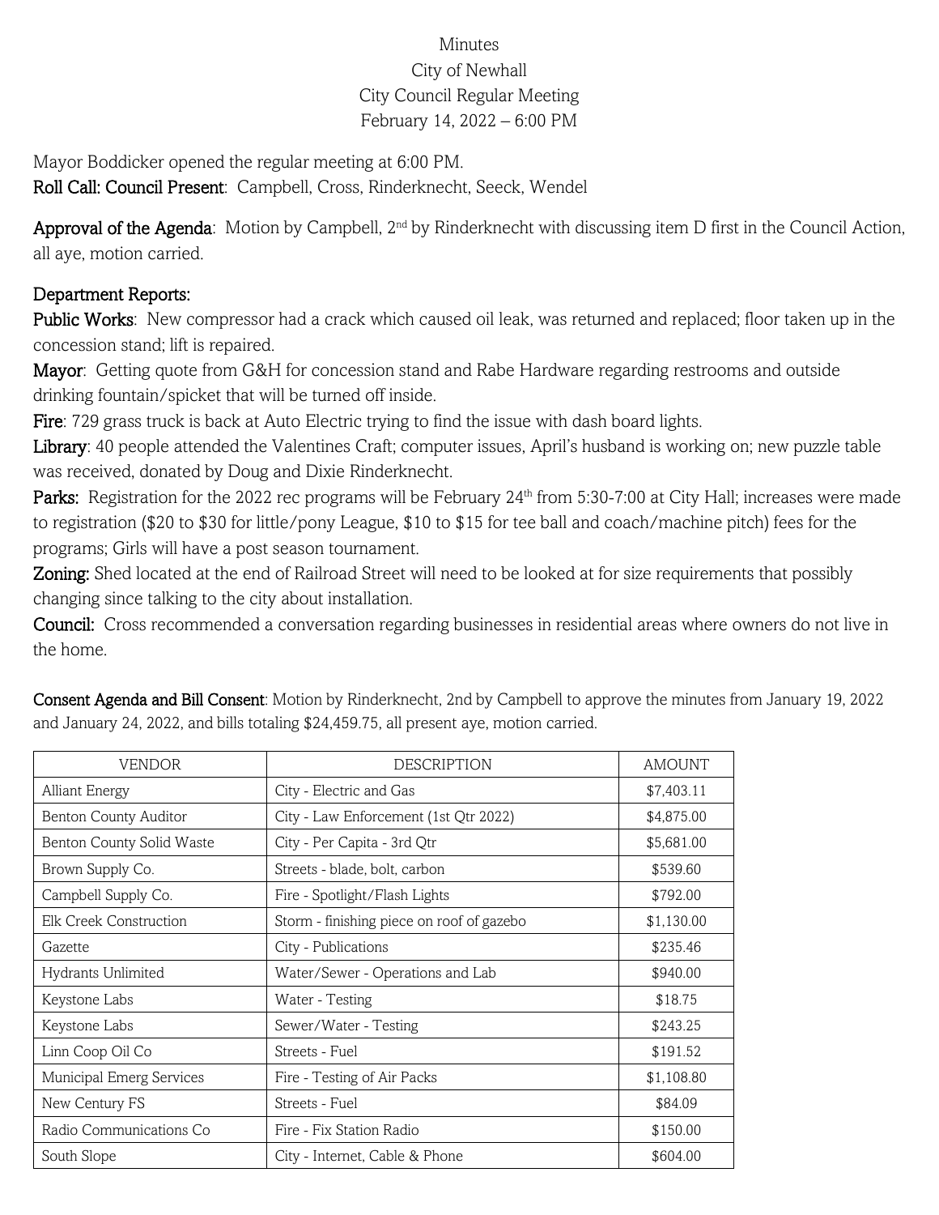# Minutes
## City of Newhall
## City Council Regular Meeting
## February 14, 2022 – 6:00 PM

Mayor Boddicker opened the regular meeting at 6:00 PM.

**Roll Call: Council Present**: Campbell, Cross, Rinderknecht, Seeck, Wendel

**Approval of the Agenda**: Motion by Campbell, 2nd by Rinderknecht with discussing item D first in the Council Action, all aye, motion carried.

**Department Reports:**

**Public Works**: New compressor had a crack which caused oil leak, was returned and replaced; floor taken up in the concession stand; lift is repaired.

**Mayor**: Getting quote from G&H for concession stand and Rabe Hardware regarding restrooms and outside drinking fountain/spicket that will be turned off inside.

**Fire**: 729 grass truck is back at Auto Electric trying to find the issue with dash board lights.

**Library**: 40 people attended the Valentines Craft; computer issues, April's husband is working on; new puzzle table was received, donated by Doug and Dixie Rinderknecht.

**Parks:** Registration for the 2022 rec programs will be February 24th from 5:30-7:00 at City Hall; increases were made to registration ($20 to $30 for little/pony League, $10 to $15 for tee ball and coach/machine pitch) fees for the programs; Girls will have a post season tournament.

**Zoning:** Shed located at the end of Railroad Street will need to be looked at for size requirements that possibly changing since talking to the city about installation.

**Council:** Cross recommended a conversation regarding businesses in residential areas where owners do not live in the home.

**Consent Agenda and Bill Consent**: Motion by Rinderknecht, 2nd by Campbell to approve the minutes from January 19, 2022 and January 24, 2022, and bills totaling $24,459.75, all present aye, motion carried.

| VENDOR | DESCRIPTION | AMOUNT |
|---|---|---|
| Alliant Energy | City - Electric and Gas | $7,403.11 |
| Benton County Auditor | City - Law Enforcement (1st Qtr 2022) | $4,875.00 |
| Benton County Solid Waste | City - Per Capita - 3rd Qtr | $5,681.00 |
| Brown Supply Co. | Streets - blade, bolt, carbon | $539.60 |
| Campbell Supply Co. | Fire - Spotlight/Flash Lights | $792.00 |
| Elk Creek Construction | Storm - finishing piece on roof of gazebo | $1,130.00 |
| Gazette | City - Publications | $235.46 |
| Hydrants Unlimited | Water/Sewer - Operations and Lab | $940.00 |
| Keystone Labs | Water - Testing | $18.75 |
| Keystone Labs | Sewer/Water - Testing | $243.25 |
| Linn Coop Oil Co | Streets - Fuel | $191.52 |
| Municipal Emerg Services | Fire - Testing of Air Packs | $1,108.80 |
| New Century FS | Streets - Fuel | $84.09 |
| Radio Communications Co | Fire - Fix Station Radio | $150.00 |
| South Slope | City - Internet, Cable & Phone | $604.00 |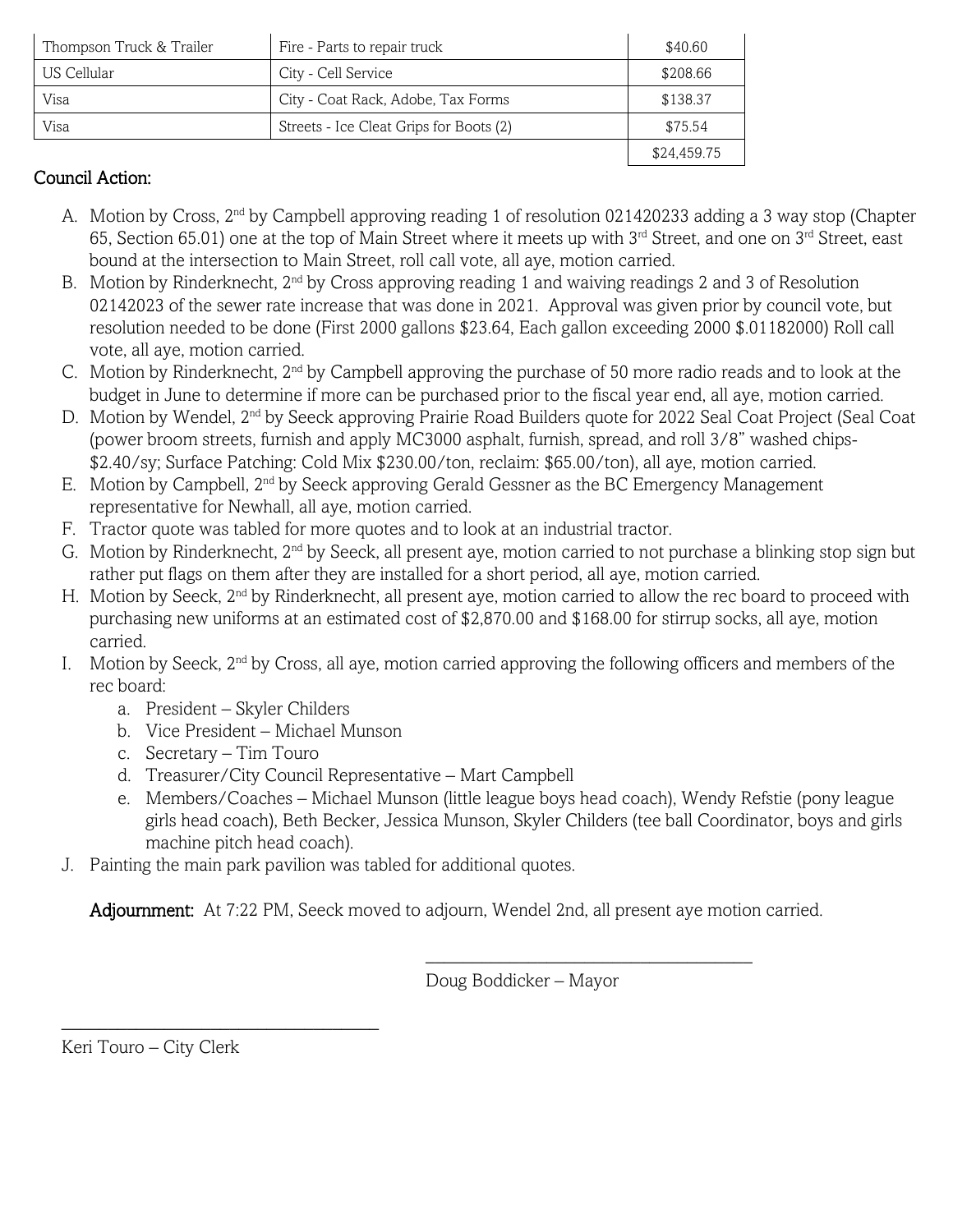| | | |
|---|---|---|
| Thompson Truck & Trailer | Fire - Parts to repair truck | $40.60 |
| US Cellular | City - Cell Service | $208.66 |
| Visa | City - Coat Rack, Adobe, Tax Forms | $138.37 |
| Visa | Streets - Ice Cleat Grips for Boots (2) | $75.54 |
| | | $24,459.75 |

## Council Action:

A. Motion by Cross, 2nd by Campbell approving reading 1 of resolution 021420233 adding a 3 way stop (Chapter 65, Section 65.01) one at the top of Main Street where it meets up with 3rd Street, and one on 3rd Street, east bound at the intersection to Main Street, roll call vote, all aye, motion carried.

B. Motion by Rinderknecht, 2nd by Cross approving reading 1 and waiving readings 2 and 3 of Resolution 02142023 of the sewer rate increase that was done in 2021. Approval was given prior by council vote, but resolution needed to be done (First 2000 gallons $23.64, Each gallon exceeding 2000 $.01182000) Roll call vote, all aye, motion carried.

C. Motion by Rinderknecht, 2nd by Campbell approving the purchase of 50 more radio reads and to look at the budget in June to determine if more can be purchased prior to the fiscal year end, all aye, motion carried.

D. Motion by Wendel, 2nd by Seeck approving Prairie Road Builders quote for 2022 Seal Coat Project (Seal Coat (power broom streets, furnish and apply MC3000 asphalt, furnish, spread, and roll 3/8" washed chips- $2.40/sy; Surface Patching: Cold Mix $230.00/ton, reclaim: $65.00/ton), all aye, motion carried.

E. Motion by Campbell, 2nd by Seeck approving Gerald Gessner as the BC Emergency Management representative for Newhall, all aye, motion carried.

F. Tractor quote was tabled for more quotes and to look at an industrial tractor.

G. Motion by Rinderknecht, 2nd by Seeck, all present aye, motion carried to not purchase a blinking stop sign but rather put flags on them after they are installed for a short period, all aye, motion carried.

H. Motion by Seeck, 2nd by Rinderknecht, all present aye, motion carried to allow the rec board to proceed with purchasing new uniforms at an estimated cost of $2,870.00 and $168.00 for stirrup socks, all aye, motion carried.

I. Motion by Seeck, 2nd by Cross, all aye, motion carried approving the following officers and members of the rec board:
   a. President – Skyler Childers
   b. Vice President – Michael Munson
   c. Secretary – Tim Touro
   d. Treasurer/City Council Representative – Mart Campbell
   e. Members/Coaches – Michael Munson (little league boys head coach), Wendy Refstie (pony league girls head coach), Beth Becker, Jessica Munson, Skyler Childers (tee ball Coordinator, boys and girls machine pitch head coach).

J. Painting the main park pavilion was tabled for additional quotes.

**Adjournment:** At 7:22 PM, Seeck moved to adjourn, Wendel 2nd, all present aye motion carried.

\_\_\_\_\_\_\_\_\_\_\_\_\_\_\_\_\_\_\_\_\_\_\_\_\_\_\_\_\_\_\_\_\_\_\_\_\_\_\_\_

Doug Boddicker – Mayor

\_\_\_\_\_\_\_\_\_\_\_\_\_\_\_\_\_\_\_\_\_\_\_\_\_\_\_\_\_\_\_\_\_\_\_\_\_\_\_\_

Keri Touro – City Clerk